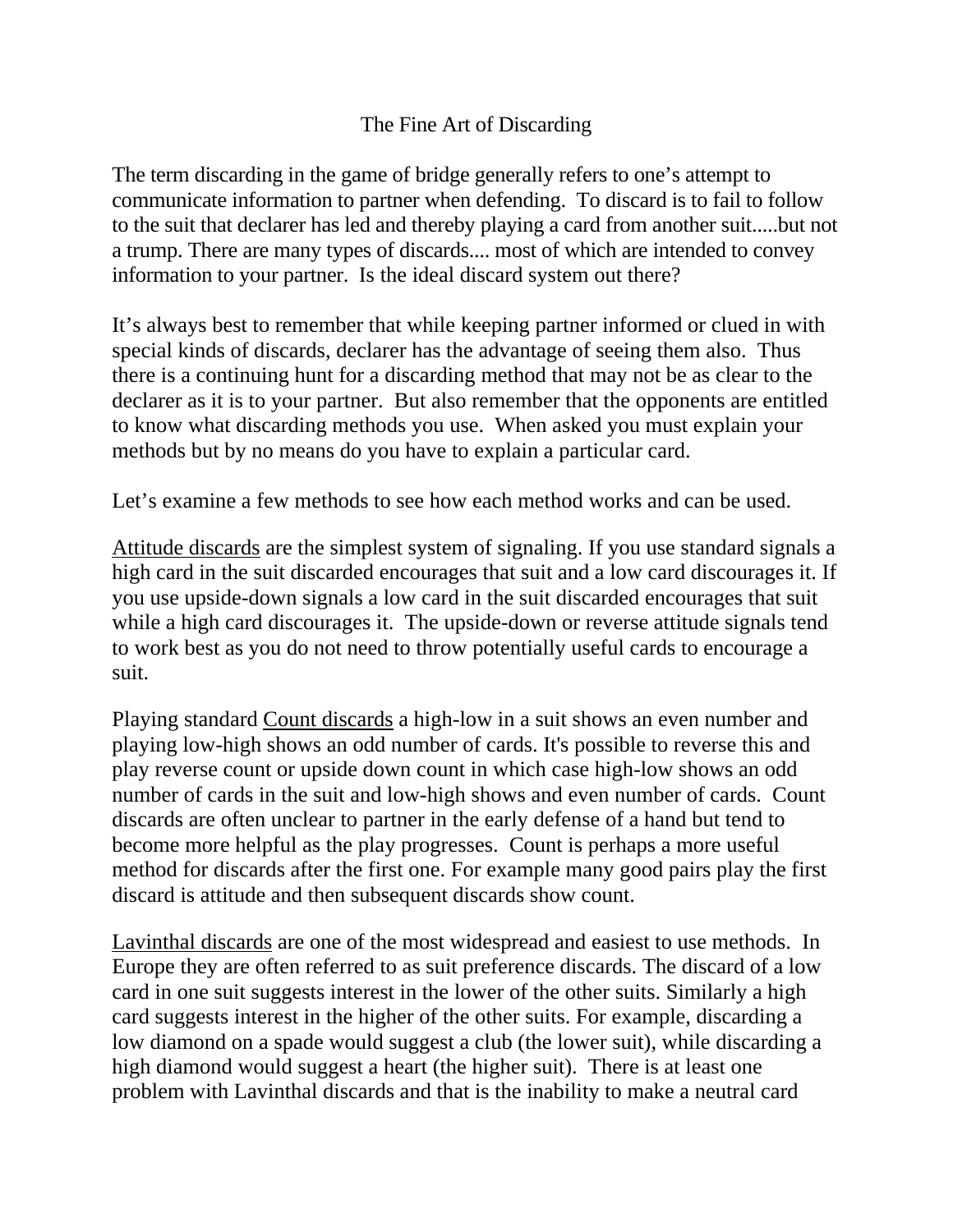# The Fine Art of Discarding

The term discarding in the game of bridge generally refers to one's attempt to communicate information to partner when defending. To discard is to fail to follow to the suit that declarer has led and thereby playing a card from another suit.....but not a trump. There are many types of discards.... most of which are intended to convey information to your partner. Is the ideal discard system out there?

It's always best to remember that while keeping partner informed or clued in with special kinds of discards, declarer has the advantage of seeing them also. Thus there is a continuing hunt for a discarding method that may not be as clear to the declarer as it is to your partner. But also remember that the opponents are entitled to know what discarding methods you use. When asked you must explain your methods but by no means do you have to explain a particular card.

Let's examine a few methods to see how each method works and can be used.

<u>Attitude discards</u> are the simplest system of signaling. If you use standard signals a high card in the suit discarded encourages that suit and a low card discourages it. If you use upside-down signals a low card in the suit discarded encourages that suit while a high card discourages it. The upside-down or reverse attitude signals tend to work best as you do not need to throw potentially useful cards to encourage a suit.

Playing standard <u>Count discards</u> a high-low in a suit shows an even number and playing low-high shows an odd number of cards. It's possible to reverse this and play reverse count or upside down count in which case high-low shows an odd number of cards in the suit and low-high shows and even number of cards. Count discards are often unclear to partner in the early defense of a hand but tend to become more helpful as the play progresses. Count is perhaps a more useful method for discards after the first one. For example many good pairs play the first discard is attitude and then subsequent discards show count.

<u>Lavinthal discards</u> are one of the most widespread and easiest to use methods. In Europe they are often referred to as suit preference discards. The discard of a low card in one suit suggests interest in the lower of the other suits. Similarly a high card suggests interest in the higher of the other suits. For example, discarding a low diamond on a spade would suggest a club (the lower suit), while discarding a high diamond would suggest a heart (the higher suit). There is at least one problem with Lavinthal discards and that is the inability to make a neutral card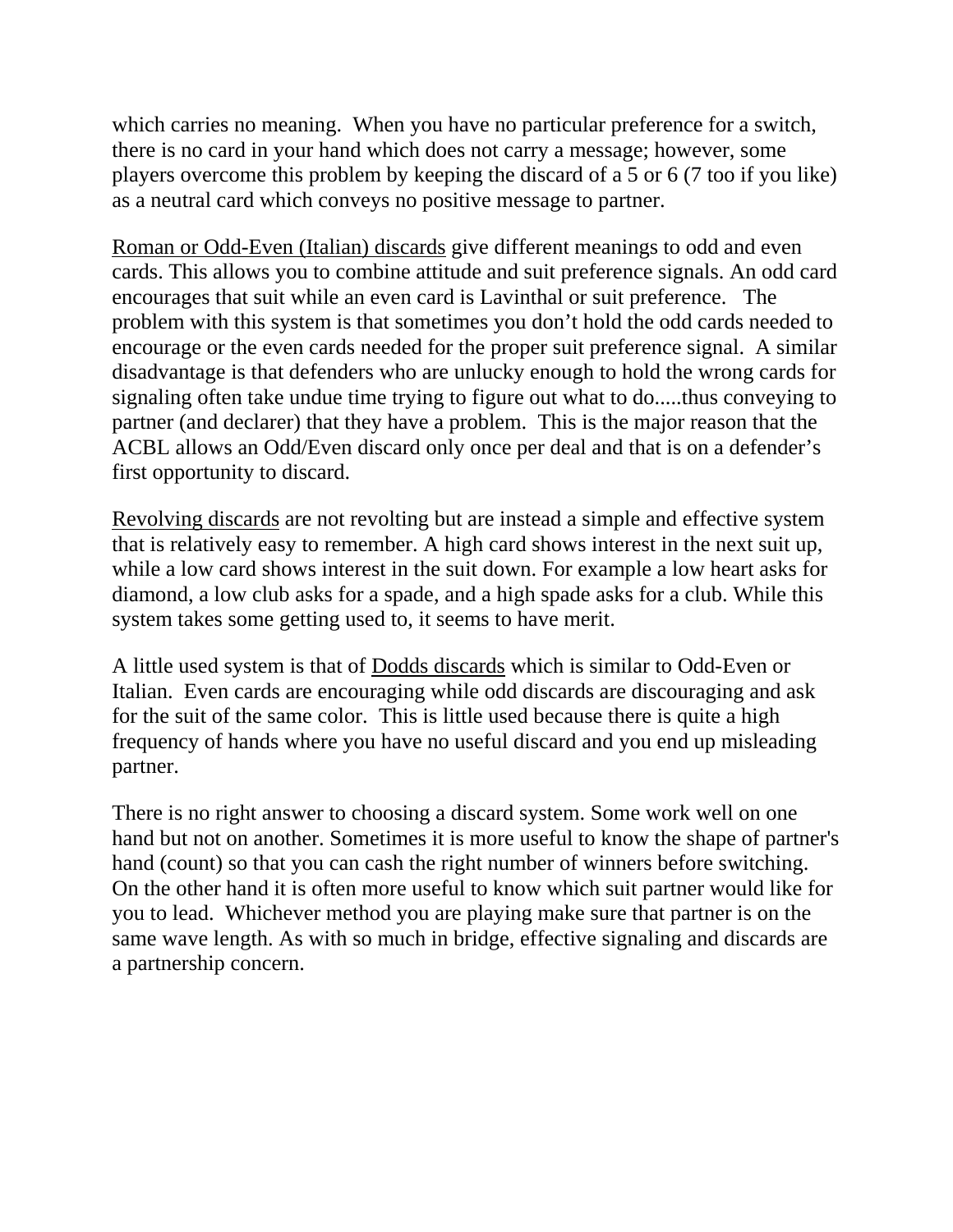which carries no meaning. When you have no particular preference for a switch, there is no card in your hand which does not carry a message; however, some players overcome this problem by keeping the discard of a 5 or 6 (7 too if you like) as a neutral card which conveys no positive message to partner.

<u>Roman or Odd-Even (Italian) discards</u> give different meanings to odd and even cards. This allows you to combine attitude and suit preference signals. An odd card encourages that suit while an even card is Lavinthal or suit preference. The problem with this system is that sometimes you don't hold the odd cards needed to encourage or the even cards needed for the proper suit preference signal. A similar disadvantage is that defenders who are unlucky enough to hold the wrong cards for signaling often take undue time trying to figure out what to do.....thus conveying to partner (and declarer) that they have a problem. This is the major reason that the ACBL allows an Odd/Even discard only once per deal and that is on a defender's first opportunity to discard.

<u>Revolving discards</u> are not revolting but are instead a simple and effective system that is relatively easy to remember. A high card shows interest in the next suit up, while a low card shows interest in the suit down. For example a low heart asks for diamond, a low club asks for a spade, and a high spade asks for a club. While this system takes some getting used to, it seems to have merit.

A little used system is that of <u>Dodds discards</u> which is similar to Odd-Even or Italian. Even cards are encouraging while odd discards are discouraging and ask for the suit of the same color. This is little used because there is quite a high frequency of hands where you have no useful discard and you end up misleading partner.

There is no right answer to choosing a discard system. Some work well on one hand but not on another. Sometimes it is more useful to know the shape of partner's hand (count) so that you can cash the right number of winners before switching. On the other hand it is often more useful to know which suit partner would like for you to lead. Whichever method you are playing make sure that partner is on the same wave length. As with so much in bridge, effective signaling and discards are a partnership concern.